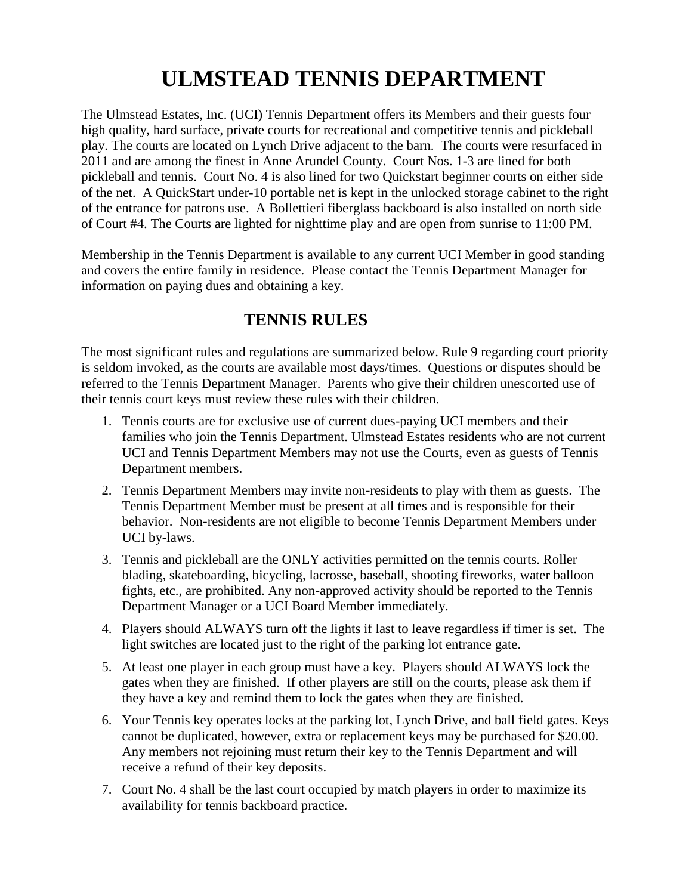# ULMSTEAD TENNIS DEPARTMENT

The Ulmstead Estates, Inc. (UCI) Tennis Department offers its Members and their guests four high quality, hard surface, private courts for recreational and competitive tennis and pickleball play. The courts are located on Lynch Drive adjacent to the barn. The courts were resurfaced in 2011 and are among the finest in Anne Arundel County. Court Nos. 1-3 are lined for both pickleball and tennis. Court No. 4 is also lined for two Quickstart beginner courts on either side of the net. A QuickStart under-10 portable net is kept in the unlocked storage cabinet to the right of the entrance for patrons use. A Bollettieri fiberglass backboard is also installed on north side of Court #4. The Courts are lighted for nighttime play and are open from sunrise to 11:00 PM.

Membership in the Tennis Department is available to any current UCI Member in good standing and covers the entire family in residence. Please contact the Tennis Department Manager for information on paying dues and obtaining a key.

## TENNIS RULES

The most significant rules and regulations are summarized below. Rule 9 regarding court priority is seldom invoked, as the courts are available most days/times. Questions or disputes should be referred to the Tennis Department Manager. Parents who give their children unescorted use of their tennis court keys must review these rules with their children.

1. Tennis courts are for exclusive use of current dues-paying UCI members and their families who join the Tennis Department. Ulmstead Estates residents who are not current UCI and Tennis Department Members may not use the Courts, even as guests of Tennis Department members.
2. Tennis Department Members may invite non-residents to play with them as guests. The Tennis Department Member must be present at all times and is responsible for their behavior. Non-residents are not eligible to become Tennis Department Members under UCI by-laws.
3. Tennis and pickleball are the ONLY activities permitted on the tennis courts. Roller blading, skateboarding, bicycling, lacrosse, baseball, shooting fireworks, water balloon fights, etc., are prohibited. Any non-approved activity should be reported to the Tennis Department Manager or a UCI Board Member immediately.
4. Players should ALWAYS turn off the lights if last to leave regardless if timer is set. The light switches are located just to the right of the parking lot entrance gate.
5. At least one player in each group must have a key. Players should ALWAYS lock the gates when they are finished. If other players are still on the courts, please ask them if they have a key and remind them to lock the gates when they are finished.
6. Your Tennis key operates locks at the parking lot, Lynch Drive, and ball field gates. Keys cannot be duplicated, however, extra or replacement keys may be purchased for $20.00. Any members not rejoining must return their key to the Tennis Department and will receive a refund of their key deposits.
7. Court No. 4 shall be the last court occupied by match players in order to maximize its availability for tennis backboard practice.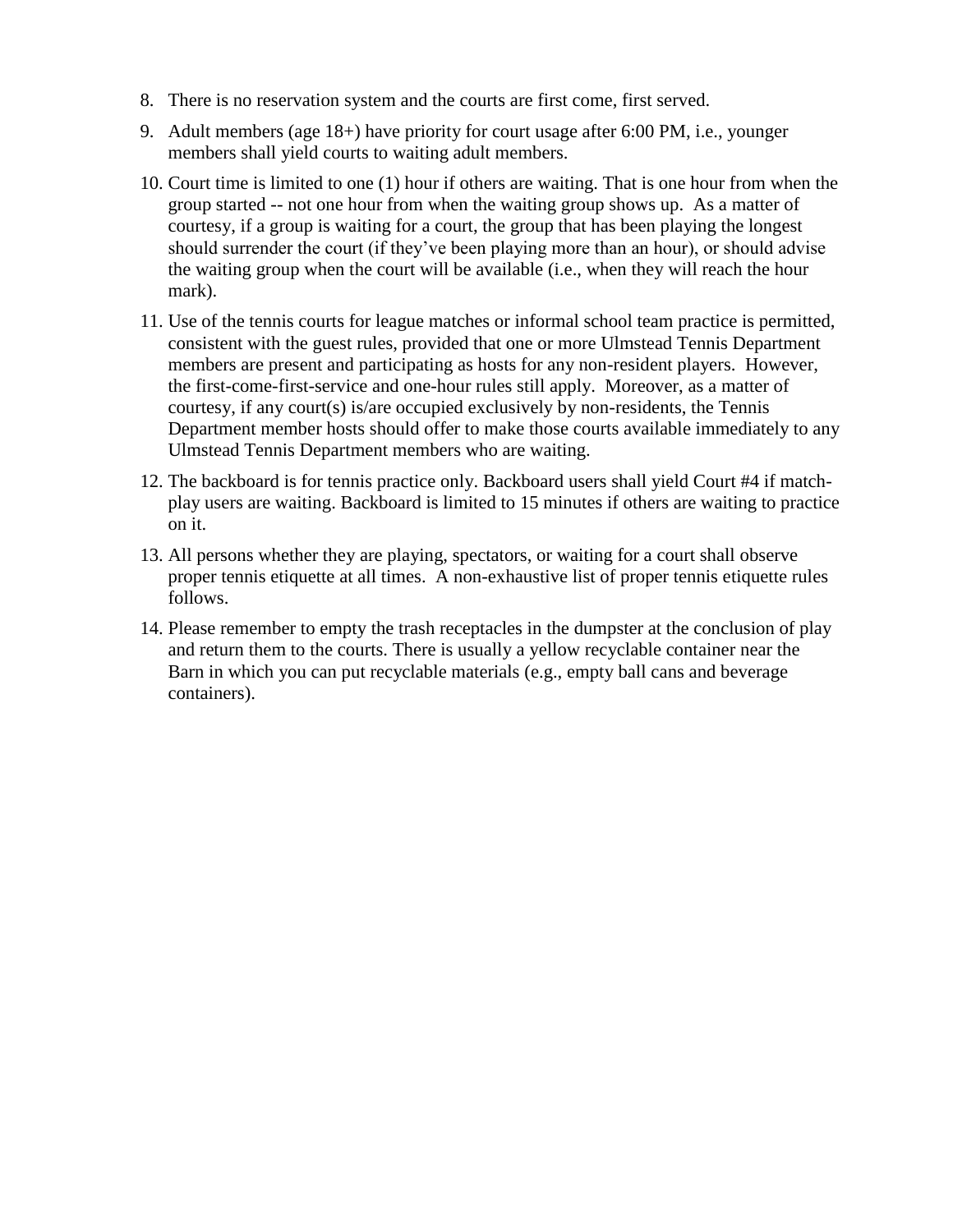8. There is no reservation system and the courts are first come, first served.
9. Adult members (age 18+) have priority for court usage after 6:00 PM, i.e., younger members shall yield courts to waiting adult members.
10. Court time is limited to one (1) hour if others are waiting. That is one hour from when the group started -- not one hour from when the waiting group shows up. As a matter of courtesy, if a group is waiting for a court, the group that has been playing the longest should surrender the court (if they've been playing more than an hour), or should advise the waiting group when the court will be available (i.e., when they will reach the hour mark).
11. Use of the tennis courts for league matches or informal school team practice is permitted, consistent with the guest rules, provided that one or more Ulmstead Tennis Department members are present and participating as hosts for any non-resident players. However, the first-come-first-service and one-hour rules still apply. Moreover, as a matter of courtesy, if any court(s) is/are occupied exclusively by non-residents, the Tennis Department member hosts should offer to make those courts available immediately to any Ulmstead Tennis Department members who are waiting.
12. The backboard is for tennis practice only. Backboard users shall yield Court #4 if match-play users are waiting. Backboard is limited to 15 minutes if others are waiting to practice on it.
13. All persons whether they are playing, spectators, or waiting for a court shall observe proper tennis etiquette at all times. A non-exhaustive list of proper tennis etiquette rules follows.
14. Please remember to empty the trash receptacles in the dumpster at the conclusion of play and return them to the courts. There is usually a yellow recyclable container near the Barn in which you can put recyclable materials (e.g., empty ball cans and beverage containers).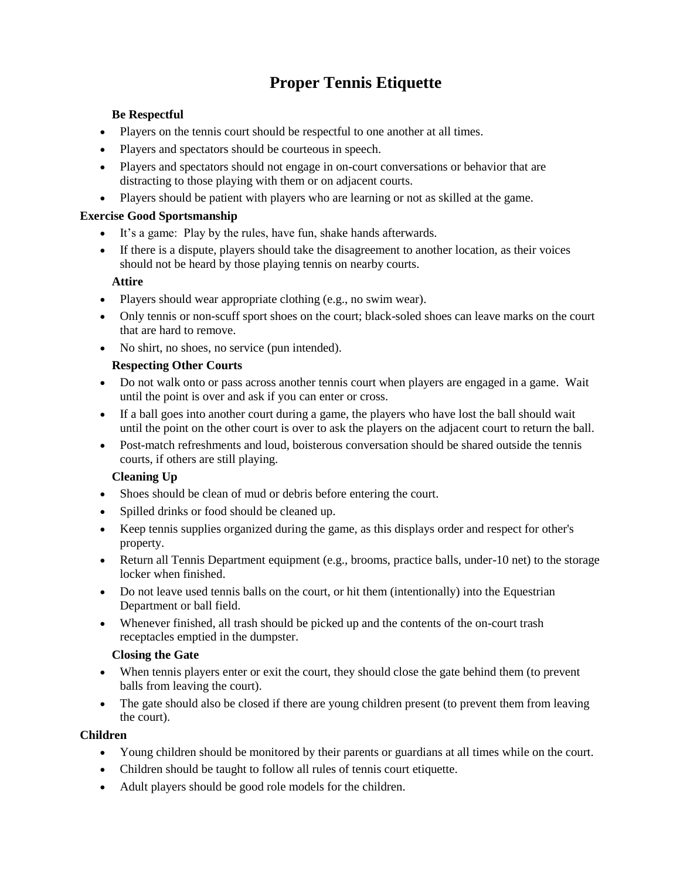# Proper Tennis Etiquette

**Be Respectful**

- Players on the tennis court should be respectful to one another at all times.
- Players and spectators should be courteous in speech.
- Players and spectators should not engage in on-court conversations or behavior that are distracting to those playing with them or on adjacent courts.
- Players should be patient with players who are learning or not as skilled at the game.

**Exercise Good Sportsmanship**

- It's a game: Play by the rules, have fun, shake hands afterwards.
- If there is a dispute, players should take the disagreement to another location, as their voices should not be heard by those playing tennis on nearby courts.

**Attire**

- Players should wear appropriate clothing (e.g., no swim wear).
- Only tennis or non-scuff sport shoes on the court; black-soled shoes can leave marks on the court that are hard to remove.
- No shirt, no shoes, no service (pun intended).

**Respecting Other Courts**

- Do not walk onto or pass across another tennis court when players are engaged in a game. Wait until the point is over and ask if you can enter or cross.
- If a ball goes into another court during a game, the players who have lost the ball should wait until the point on the other court is over to ask the players on the adjacent court to return the ball.
- Post-match refreshments and loud, boisterous conversation should be shared outside the tennis courts, if others are still playing.

**Cleaning Up**

- Shoes should be clean of mud or debris before entering the court.
- Spilled drinks or food should be cleaned up.
- Keep tennis supplies organized during the game, as this displays order and respect for other's property.
- Return all Tennis Department equipment (e.g., brooms, practice balls, under-10 net) to the storage locker when finished.
- Do not leave used tennis balls on the court, or hit them (intentionally) into the Equestrian Department or ball field.
- Whenever finished, all trash should be picked up and the contents of the on-court trash receptacles emptied in the dumpster.

**Closing the Gate**

- When tennis players enter or exit the court, they should close the gate behind them (to prevent balls from leaving the court).
- The gate should also be closed if there are young children present (to prevent them from leaving the court).

**Children**

- Young children should be monitored by their parents or guardians at all times while on the court.
- Children should be taught to follow all rules of tennis court etiquette.
- Adult players should be good role models for the children.